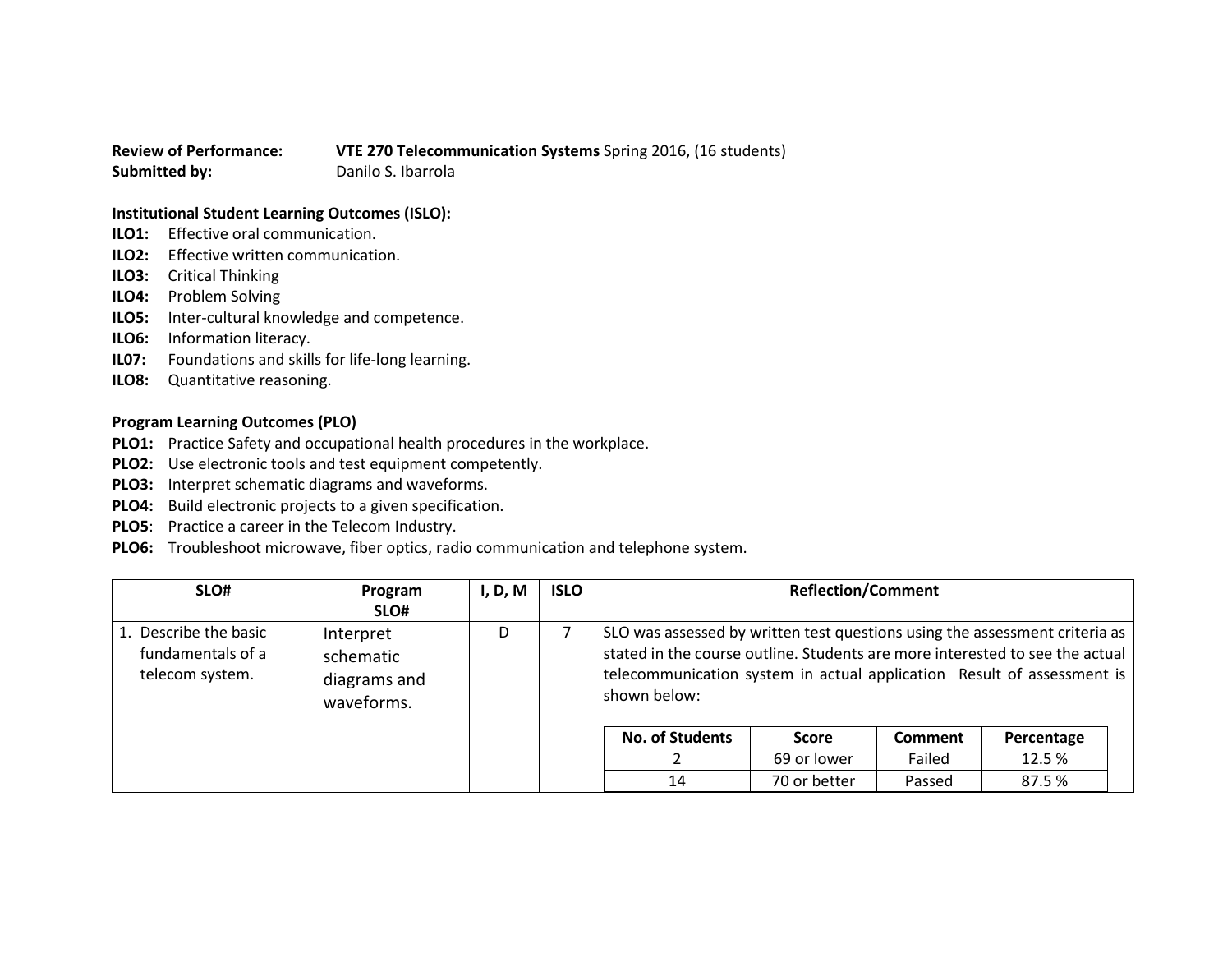**Review of Performance:** **VTE 270 Telecommunication Systems** Spring 2016, (16 students)
**Submitted by:** Danilo S. Ibarrola

**Institutional Student Learning Outcomes (ISLO):**

**ILO1:** Effective oral communication.
**ILO2:** Effective written communication.
**ILO3:** Critical Thinking
**ILO4:** Problem Solving
**ILO5:** Inter-cultural knowledge and competence.
**ILO6:** Information literacy.
**IL07:** Foundations and skills for life-long learning.
**ILO8:** Quantitative reasoning.

**Program Learning Outcomes (PLO)**

**PLO1:** Practice Safety and occupational health procedures in the workplace.
**PLO2:** Use electronic tools and test equipment competently.
**PLO3:** Interpret schematic diagrams and waveforms.
**PLO4:** Build electronic projects to a given specification.
**PLO5**: Practice a career in the Telecom Industry.
**PLO6:** Troubleshoot microwave, fiber optics, radio communication and telephone system.

| SLO# | Program SLO# | I, D, M | ISLO | Reflection/Comment |
|---|---|---|---|---|
| 1. Describe the basic fundamentals of a telecom system. | Interpret schematic diagrams and waveforms. | D | 7 | SLO was assessed by written test questions using the assessment criteria as stated in the course outline. Students are more interested to see the actual telecommunication system in actual application Result of assessment is shown below: |

| No. of Students | Score | Comment | Percentage |
|---|---|---|---|
| 2 | 69 or lower | Failed | 12.5 % |
| 14 | 70 or better | Passed | 87.5 % |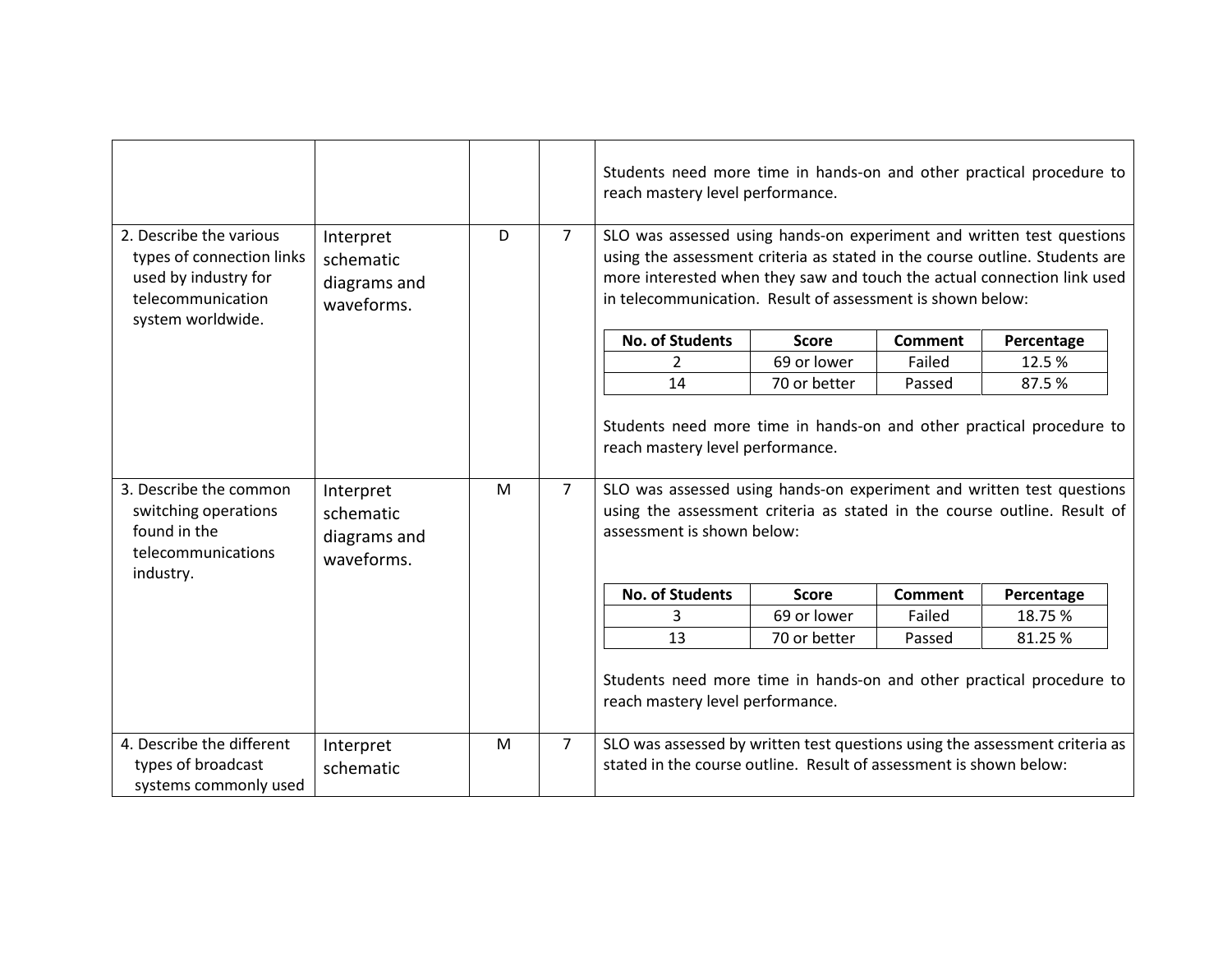| | | | | |
|---|---|---|---|---|
| | | | | Students need more time in hands-on and other practical procedure to reach mastery level performance. |
| 2. Describe the various types of connection links used by industry for telecommunication system worldwide. | Interpret schematic diagrams and waveforms. | D | 7 | SLO was assessed using hands-on experiment and written test questions using the assessment criteria as stated in the course outline. Students are more interested when they saw and touch the actual connection link used in telecommunication. Result of assessment is shown below:<br><br>**No. of Students** / **Score** / **Comment** / **Percentage**<br>2 / 69 or lower / Failed / 12.5 %<br>14 / 70 or better / Passed / 87.5 %<br><br>Students need more time in hands-on and other practical procedure to reach mastery level performance. |
| 3. Describe the common switching operations found in the telecommunications industry. | Interpret schematic diagrams and waveforms. | M | 7 | SLO was assessed using hands-on experiment and written test questions using the assessment criteria as stated in the course outline. Result of assessment is shown below:<br><br>**No. of Students** / **Score** / **Comment** / **Percentage**<br>3 / 69 or lower / Failed / 18.75 %<br>13 / 70 or better / Passed / 81.25 %<br><br>Students need more time in hands-on and other practical procedure to reach mastery level performance. |
| 4. Describe the different types of broadcast systems commonly used | Interpret schematic | M | 7 | SLO was assessed by written test questions using the assessment criteria as stated in the course outline. Result of assessment is shown below: |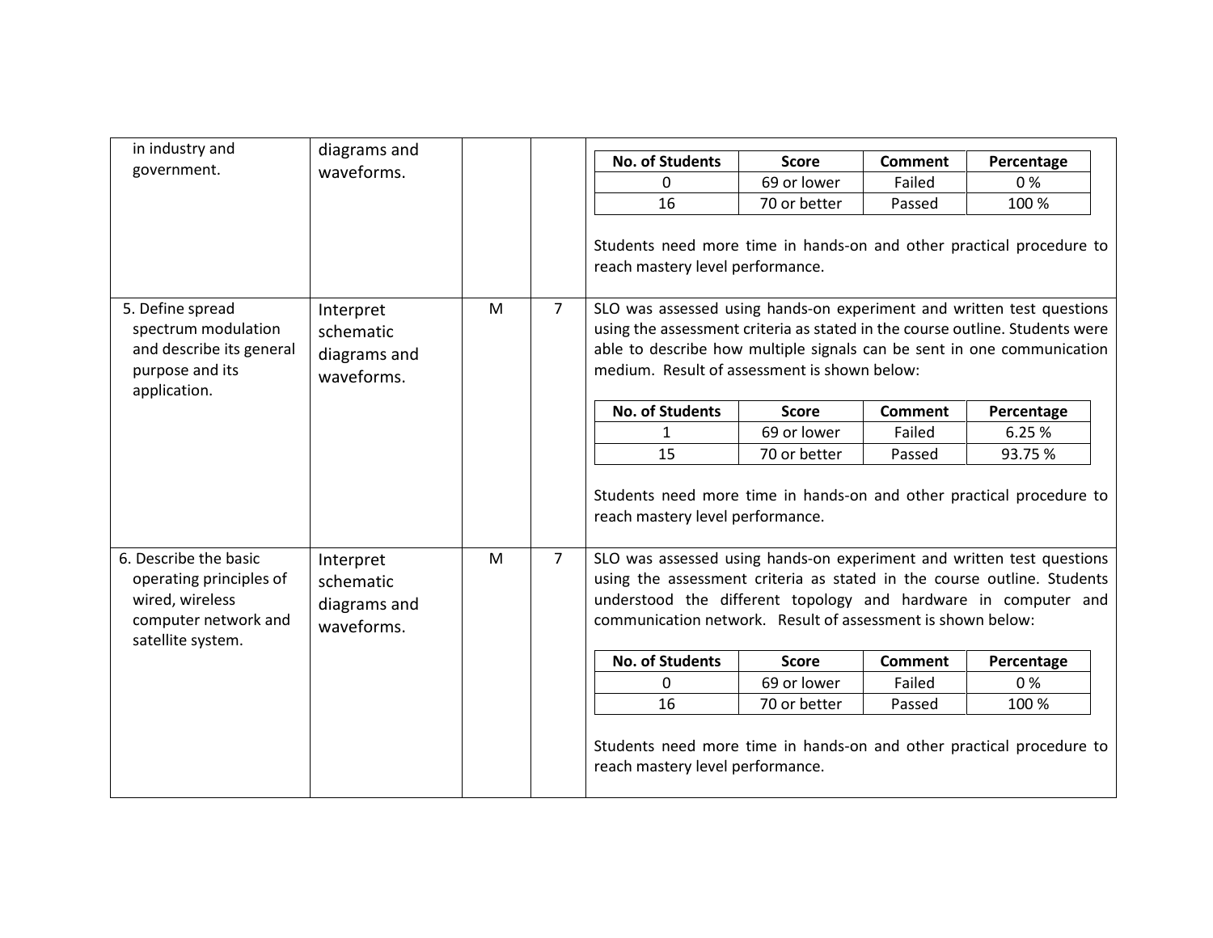| | | | | |
|---|---|---|---|---|
| in industry and government. | diagrams and waveforms. | | | <table><tr><th>No. of Students</th><th>Score</th><th>Comment</th><th>Percentage</th></tr><tr><td>0</td><td>69 or lower</td><td>Failed</td><td>0 %</td></tr><tr><td>16</td><td>70 or better</td><td>Passed</td><td>100 %</td></tr></table> Students need more time in hands-on and other practical procedure to reach mastery level performance. |
| 5. Define spread spectrum modulation and describe its general purpose and its application. | Interpret schematic diagrams and waveforms. | M | 7 | SLO was assessed using hands-on experiment and written test questions using the assessment criteria as stated in the course outline. Students were able to describe how multiple signals can be sent in one communication medium. Result of assessment is shown below: <table><tr><th>No. of Students</th><th>Score</th><th>Comment</th><th>Percentage</th></tr><tr><td>1</td><td>69 or lower</td><td>Failed</td><td>6.25 %</td></tr><tr><td>15</td><td>70 or better</td><td>Passed</td><td>93.75 %</td></tr></table> Students need more time in hands-on and other practical procedure to reach mastery level performance. |
| 6. Describe the basic operating principles of wired, wireless computer network and satellite system. | Interpret schematic diagrams and waveforms. | M | 7 | SLO was assessed using hands-on experiment and written test questions using the assessment criteria as stated in the course outline. Students understood the different topology and hardware in computer and communication network. Result of assessment is shown below: <table><tr><th>No. of Students</th><th>Score</th><th>Comment</th><th>Percentage</th></tr><tr><td>0</td><td>69 or lower</td><td>Failed</td><td>0 %</td></tr><tr><td>16</td><td>70 or better</td><td>Passed</td><td>100 %</td></tr></table> Students need more time in hands-on and other practical procedure to reach mastery level performance. |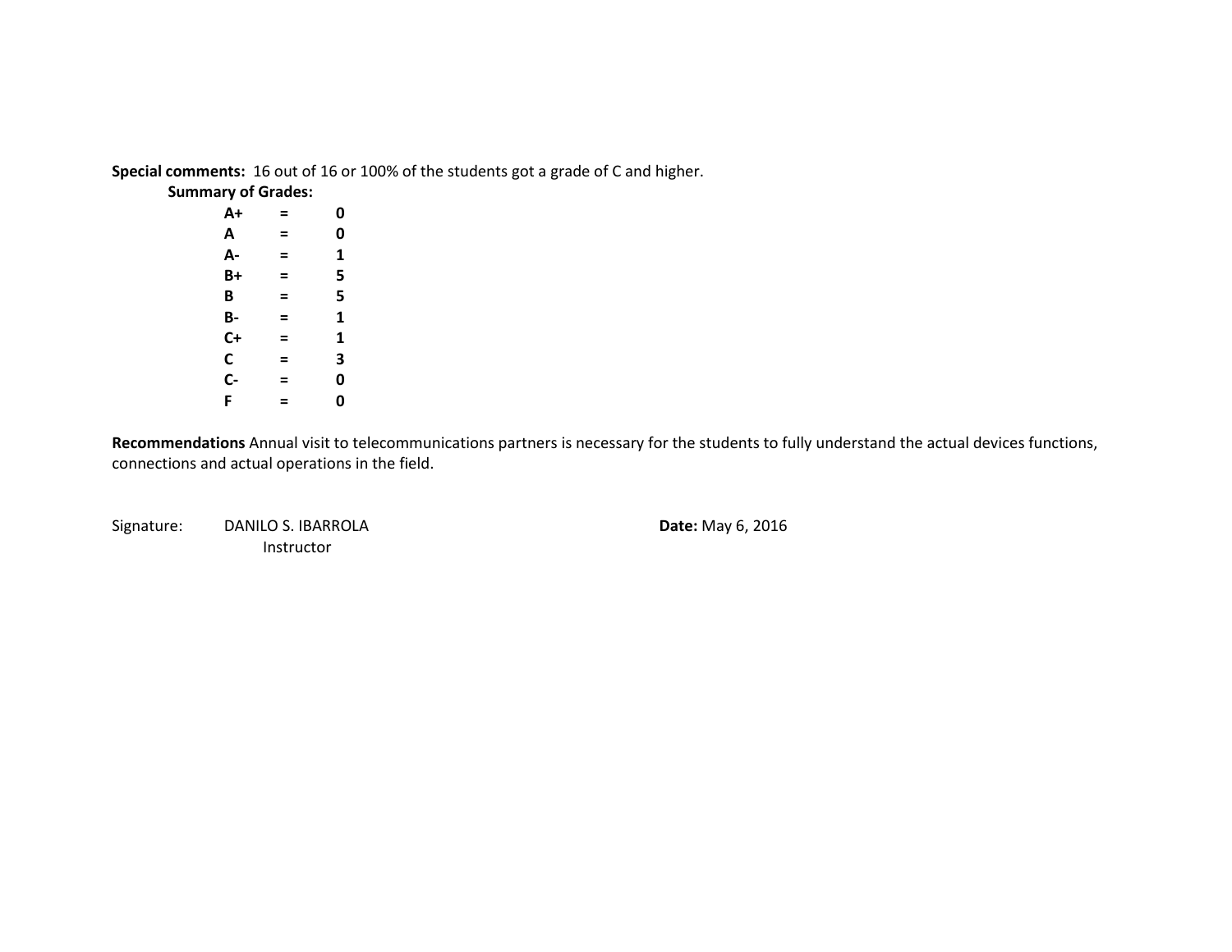**Special comments:** 16 out of 16 or 100% of the students got a grade of C and higher.

**Summary of Grades:**

| | | |
|---|---|---|
| **A+** | **=** | **0** |
| **A** | **=** | **0** |
| **A-** | **=** | **1** |
| **B+** | **=** | **5** |
| **B** | **=** | **5** |
| **B-** | **=** | **1** |
| **C+** | **=** | **1** |
| **C** | **=** | **3** |
| **C-** | **=** | **0** |
| **F** | **=** | **0** |

**Recommendations** Annual visit to telecommunications partners is necessary for the students to fully understand the actual devices functions, connections and actual operations in the field.

Signature: DANILO S. IBARROLA
Instructor

**Date:** May 6, 2016